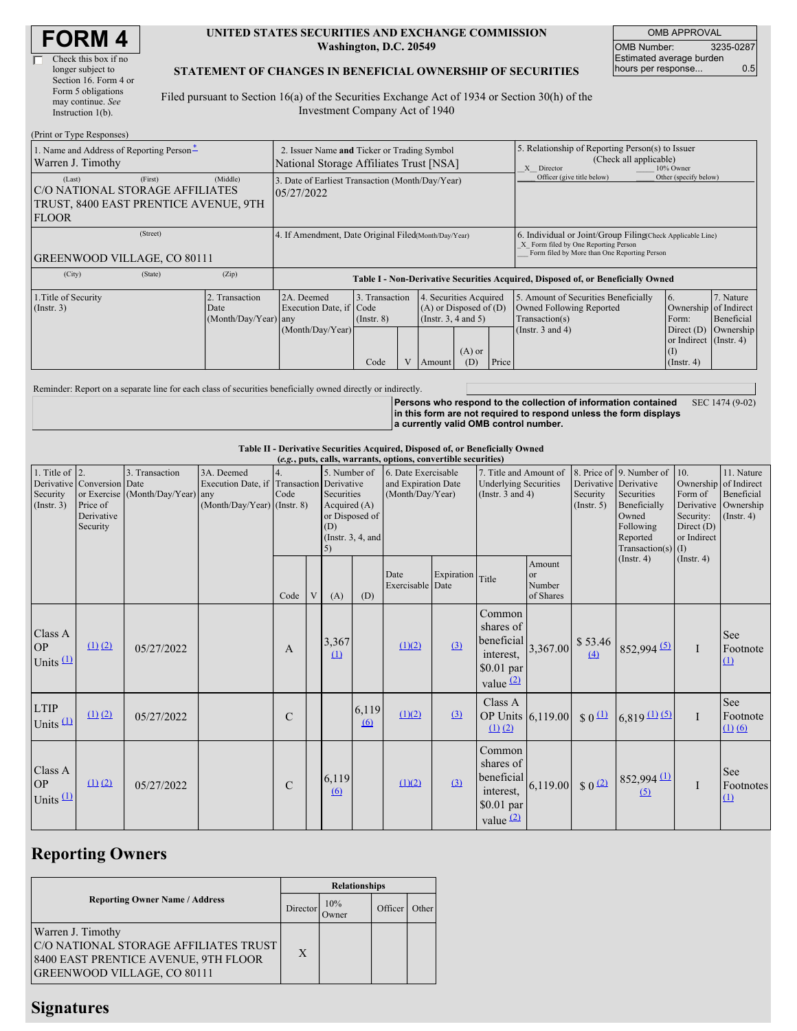# FORM 4

☐ Check this box if no longer subject to Section 16. Form 4 or Form 5 obligations may continue. *See* Instruction 1(b).

**UNITED STATES SECURITIES AND EXCHANGE COMMISSION**
**Washington, D.C. 20549**

**STATEMENT OF CHANGES IN BENEFICIAL OWNERSHIP OF SECURITIES**

Filed pursuant to Section 16(a) of the Securities Exchange Act of 1934 or Section 30(h) of the Investment Company Act of 1940

| OMB APPROVAL | |
|---|---|
| OMB Number: | 3235-0287 |
| Estimated average burden hours per response... | 0.5 |

(Print or Type Responses)

| 1. Name and Address of Reporting Person* | 2. Issuer Name **and** Ticker or Trading Symbol | 5. Relationship of Reporting Person(s) to Issuer (Check all applicable) |
|---|---|---|
| Warren J. Timothy | National Storage Affiliates Trust [NSA] | _X_ Director ___ 10% Owner ___ Officer (give title below) ___ Other (specify below) |
| (Last) (First) (Middle) C/O NATIONAL STORAGE AFFILIATES TRUST, 8400 EAST PRENTICE AVENUE, 9TH FLOOR | 3. Date of Earliest Transaction (Month/Day/Year) 05/27/2022 | |
| (Street) GREENWOOD VILLAGE, CO 80111 | 4. If Amendment, Date Original Filed (Month/Day/Year) | 6. Individual or Joint/Group Filing (Check Applicable Line) _X_ Form filed by One Reporting Person ___ Form filed by More than One Reporting Person |
| (City) (State) (Zip) | | |

**Table I - Non-Derivative Securities Acquired, Disposed of, or Beneficially Owned**

| 1.Title of Security (Instr. 3) | 2. Transaction Date (Month/Day/Year) | 2A. Deemed Execution Date, if any (Month/Day/Year) | 3. Transaction Code (Instr. 8) | | 4. Securities Acquired (A) or Disposed of (D) (Instr. 3, 4 and 5) | | | 5. Amount of Securities Beneficially Owned Following Reported Transaction(s) (Instr. 3 and 4) | 6. Ownership Form: Direct (D) or Indirect (I) (Instr. 4) | 7. Nature of Indirect Beneficial Ownership (Instr. 4) |
|---|---|---|---|---|---|---|---|---|---|---|
| | | | Code | V | Amount | (A) or (D) | Price | | | |

Reminder: Report on a separate line for each class of securities beneficially owned directly or indirectly.

**Persons who respond to the collection of information contained in this form are not required to respond unless the form displays a currently valid OMB control number.** SEC 1474 (9-02)

**Table II - Derivative Securities Acquired, Disposed of, or Beneficially Owned**
**(*e.g.*, puts, calls, warrants, options, convertible securities)**

| 1. Title of Derivative Security (Instr. 3) | 2. Conversion or Exercise Price of Derivative Security | 3. Transaction Date (Month/Day/Year) | 3A. Deemed Execution Date, if any (Month/Day/Year) | 4. Transaction Code (Instr. 8) | | 5. Number of Derivative Securities Acquired (A) or Disposed of (D) (Instr. 3, 4, and 5) | | 6. Date Exercisable and Expiration Date (Month/Day/Year) | | 7. Title and Amount of Underlying Securities (Instr. 3 and 4) | | 8. Price of Derivative Security (Instr. 5) | 9. Number of Derivative Securities Beneficially Owned Following Reported Transaction(s) (Instr. 4) | 10. Ownership Form of Derivative Security: Direct (D) or Indirect (I) (Instr. 4) | 11. Nature of Indirect Beneficial Ownership (Instr. 4) |
|---|---|---|---|---|---|---|---|---|---|---|---|---|---|---|---|
| | | | | Code | V | (A) | (D) | Date Exercisable | Expiration Date | Title | Amount or Number of Shares | | | | |
| Class A OP Units [(1)] | [(1)] [(2)] | 05/27/2022 | | A | | 3,367 [(1)] | | [(1)(2)] | [(3)] | Common shares of beneficial interest, $0.01 par value [(2)] | 3,367.00 | $ 53.46 [(4)] | 852,994 [(5)] | I | See Footnote [(1)] |
| LTIP Units [(1)] | [(1)] [(2)] | 05/27/2022 | | C | | | 6,119 [(6)] | [(1)(2)] | [(3)] | Class A OP Units [(1)] [(2)] | 6,119.00 | $ 0 [(1)] | 6,819 [(1)] [(5)] | I | See Footnote [(1)] [(6)] |
| Class A OP Units [(1)] | [(1)] [(2)] | 05/27/2022 | | C | | 6,119 [(6)] | | [(1)(2)] | [(3)] | Common shares of beneficial interest, $0.01 par value [(2)] | 6,119.00 | $ 0 [(2)] | 852,994 [(1)] [(5)] | I | See Footnotes [(1)] |

## Reporting Owners

| Reporting Owner Name / Address | Relationships | | | |
|---|---|---|---|---|
| | Director | 10% Owner | Officer | Other |
| Warren J. Timothy C/O NATIONAL STORAGE AFFILIATES TRUST 8400 EAST PRENTICE AVENUE, 9TH FLOOR GREENWOOD VILLAGE, CO 80111 | X | | | |

## Signatures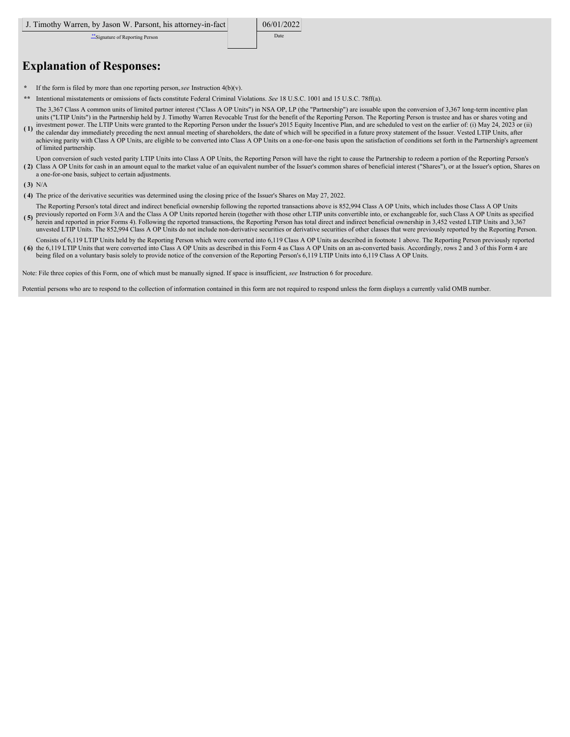| J. Timothy Warren, by Jason W. Parsont, his attorney-in-fact | | 06/01/2022 |
| --- | --- | --- |
| **Signature of Reporting Person | | Date |

# Explanation of Responses:

\* If the form is filed by more than one reporting person, *see* Instruction 4(b)(v).

\*\* Intentional misstatements or omissions of facts constitute Federal Criminal Violations. *See* 18 U.S.C. 1001 and 15 U.S.C. 78ff(a).

( 1) The 3,367 Class A common units of limited partner interest ("Class A OP Units") in NSA OP, LP (the "Partnership") are issuable upon the conversion of 3,367 long-term incentive plan units ("LTIP Units") in the Partnership held by J. Timothy Warren Revocable Trust for the benefit of the Reporting Person. The Reporting Person is trustee and has or shares voting and investment power. The LTIP Units were granted to the Reporting Person under the Issuer's 2015 Equity Incentive Plan, and are scheduled to vest on the earlier of: (i) May 24, 2023 or (ii) the calendar day immediately preceding the next annual meeting of shareholders, the date of which will be specified in a future proxy statement of the Issuer. Vested LTIP Units, after achieving parity with Class A OP Units, are eligible to be converted into Class A OP Units on a one-for-one basis upon the satisfaction of conditions set forth in the Partnership's agreement of limited partnership.

( 2) Upon conversion of such vested parity LTIP Units into Class A OP Units, the Reporting Person will have the right to cause the Partnership to redeem a portion of the Reporting Person's Class A OP Units for cash in an amount equal to the market value of an equivalent number of the Issuer's common shares of beneficial interest ("Shares"), or at the Issuer's option, Shares on a one-for-one basis, subject to certain adjustments.

( 3) N/A

( 4) The price of the derivative securities was determined using the closing price of the Issuer's Shares on May 27, 2022.

( 5) The Reporting Person's total direct and indirect beneficial ownership following the reported transactions above is 852,994 Class A OP Units, which includes those Class A OP Units previously reported on Form 3/A and the Class A OP Units reported herein (together with those other LTIP units convertible into, or exchangeable for, such Class A OP Units as specified herein and reported in prior Forms 4). Following the reported transactions, the Reporting Person has total direct and indirect beneficial ownership in 3,452 vested LTIP Units and 3,367 unvested LTIP Units. The 852,994 Class A OP Units do not include non-derivative securities or derivative securities of other classes that were previously reported by the Reporting Person.

( 6) Consists of 6,119 LTIP Units held by the Reporting Person which were converted into 6,119 Class A OP Units as described in footnote 1 above. The Reporting Person previously reported the 6,119 LTIP Units that were converted into Class A OP Units as described in this Form 4 as Class A OP Units on an as-converted basis. Accordingly, rows 2 and 3 of this Form 4 are being filed on a voluntary basis solely to provide notice of the conversion of the Reporting Person's 6,119 LTIP Units into 6,119 Class A OP Units.

Note: File three copies of this Form, one of which must be manually signed. If space is insufficient, *see* Instruction 6 for procedure.

Potential persons who are to respond to the collection of information contained in this form are not required to respond unless the form displays a currently valid OMB number.